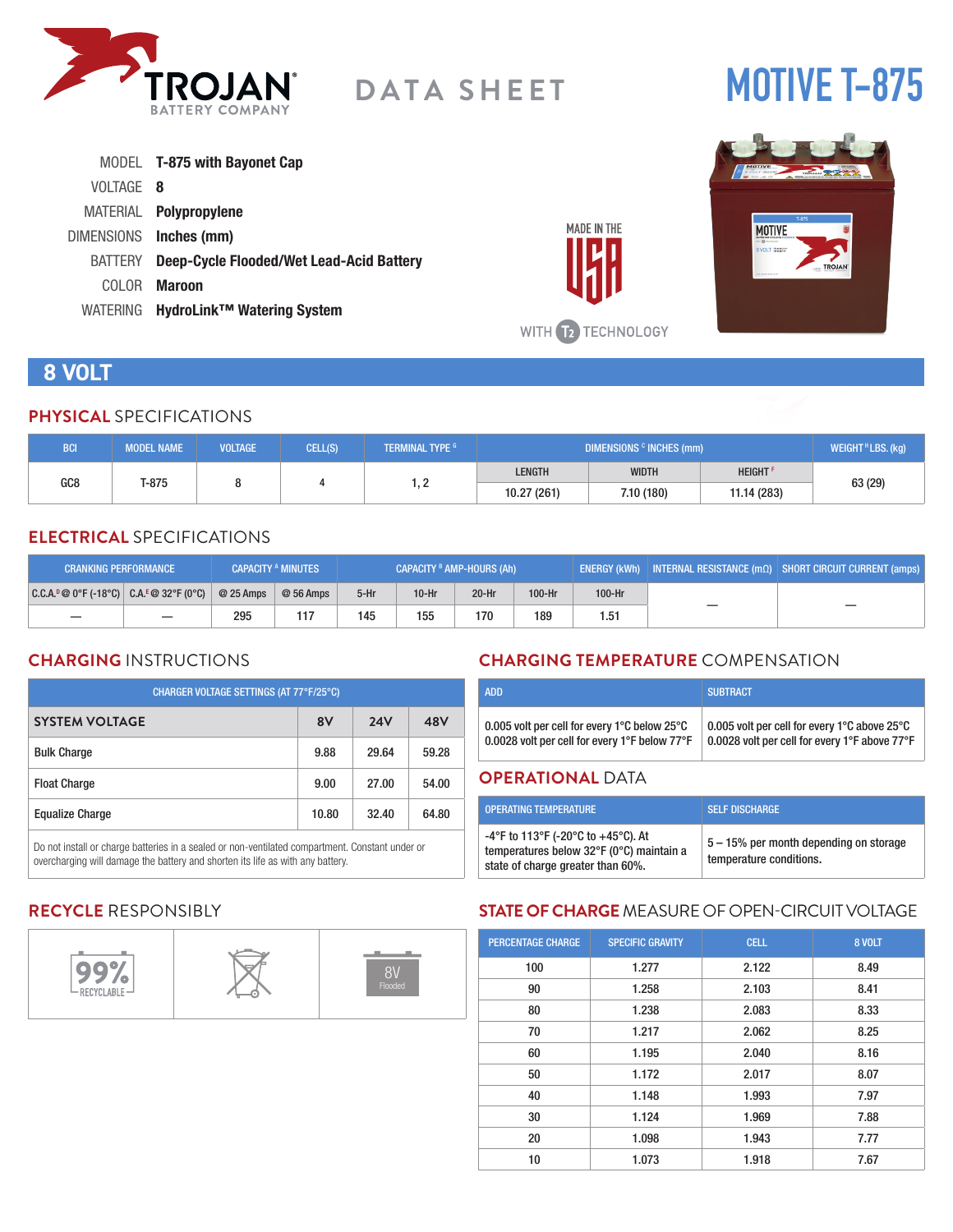TROJAN® BATTERY COMPANY

# DATA SHEET

# MOTIVE T-875

MODEL **T-875 with Bayonet Cap**
VOLTAGE **8**
MATERIAL **Polypropylene**
DIMENSIONS **Inches (mm)**
BATTERY **Deep-Cycle Flooded/Wet Lead-Acid Battery**
COLOR **Maroon**
WATERING **HydroLink™ Watering System**

MADE IN THE USA

WITH T2 TECHNOLOGY

## 8 VOLT

### PHYSICAL SPECIFICATIONS

| BCI | MODEL NAME | VOLTAGE | CELL(S) | TERMINAL TYPE [G] | DIMENSIONS [C] INCHES (mm) | | | WEIGHT [H] LBS. (kg) |
|---|---|---|---|---|---|---|---|---|
| | | | | | LENGTH | WIDTH | HEIGHT [F] | |
| GC8 | T-875 | 8 | 4 | 1, 2 | 10.27 (261) | 7.10 (180) | 11.14 (283) | 63 (29) |

### ELECTRICAL SPECIFICATIONS

| CRANKING PERFORMANCE | | CAPACITY [A] MINUTES | | CAPACITY [B] AMP-HOURS (Ah) | | | | ENERGY (kWh) | INTERNAL RESISTANCE (mΩ) | SHORT CIRCUIT CURRENT (amps) |
|---|---|---|---|---|---|---|---|---|---|---|
| C.C.A.[D] @ 0°F (-18°C) | C.A.[E] @ 32°F (0°C) | @ 25 Amps | @ 56 Amps | 5-Hr | 10-Hr | 20-Hr | 100-Hr | 100-Hr | | |
| — | — | 295 | 117 | 145 | 155 | 170 | 189 | 1.51 | — | — |

### CHARGING INSTRUCTIONS

| CHARGER VOLTAGE SETTINGS (AT 77°F/25°C) | | | |
|---|---|---|---|
| SYSTEM VOLTAGE | 8V | 24V | 48V |
| Bulk Charge | 9.88 | 29.64 | 59.28 |
| Float Charge | 9.00 | 27.00 | 54.00 |
| Equalize Charge | 10.80 | 32.40 | 64.80 |

Do not install or charge batteries in a sealed or non-ventilated compartment. Constant under or overcharging will damage the battery and shorten its life as with any battery.

### CHARGING TEMPERATURE COMPENSATION

| ADD | SUBTRACT |
|---|---|
| 0.005 volt per cell for every 1°C below 25°C<br>0.0028 volt per cell for every 1°F below 77°F | 0.005 volt per cell for every 1°C above 25°C<br>0.0028 volt per cell for every 1°F above 77°F |

### OPERATIONAL DATA

| OPERATING TEMPERATURE | SELF DISCHARGE |
|---|---|
| -4°F to 113°F (-20°C to +45°C). At temperatures below 32°F (0°C) maintain a state of charge greater than 60%. | 5 – 15% per month depending on storage temperature conditions. |

### RECYCLE RESPONSIBLY

99% RECYCLABLE

8V Flooded

### STATE OF CHARGE MEASURE OF OPEN-CIRCUIT VOLTAGE

| PERCENTAGE CHARGE | SPECIFIC GRAVITY | CELL | 8 VOLT |
|---|---|---|---|
| 100 | 1.277 | 2.122 | 8.49 |
| 90 | 1.258 | 2.103 | 8.41 |
| 80 | 1.238 | 2.083 | 8.33 |
| 70 | 1.217 | 2.062 | 8.25 |
| 60 | 1.195 | 2.040 | 8.16 |
| 50 | 1.172 | 2.017 | 8.07 |
| 40 | 1.148 | 1.993 | 7.97 |
| 30 | 1.124 | 1.969 | 7.88 |
| 20 | 1.098 | 1.943 | 7.77 |
| 10 | 1.073 | 1.918 | 7.67 |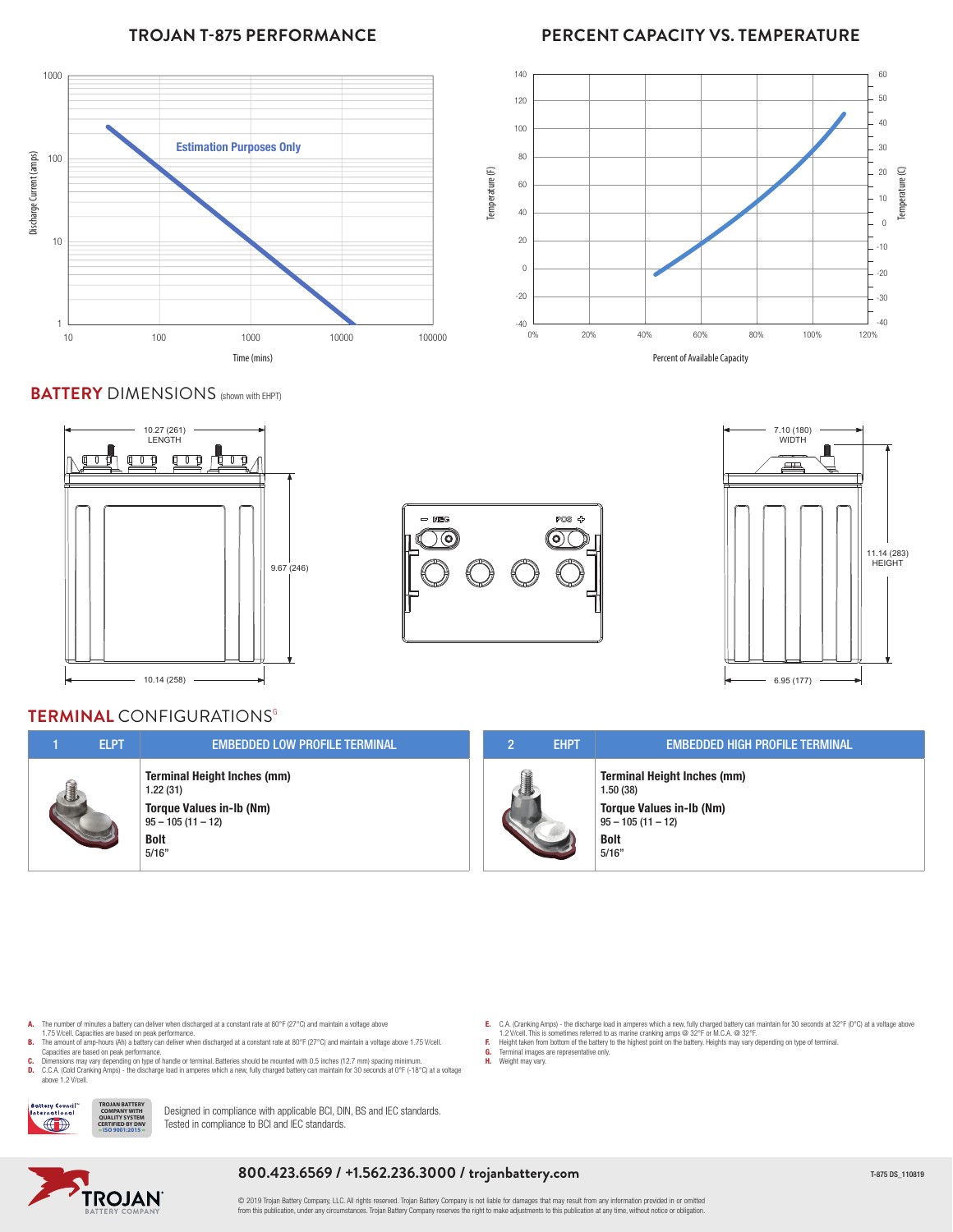## TROJAN T-875 PERFORMANCE

1000
100
10
1
Discharge Current (amps)
Estimation Purposes Only
10
100
1000
10000
100000
Time (mins)

## PERCENT CAPACITY VS. TEMPERATURE

140
120
100
80
60
40
20
0
-20
-40
Temperature (F)
60
50
40
30
20
10
0
-10
-20
-30
-40
Temperature (C)
0%
20%
40%
60%
80%
100%
120%
Percent of Available Capacity

## BATTERY DIMENSIONS (shown with EHPT)

10.27 (261)
LENGTH
9.67 (246)
10.14 (258)
NEG
POS
7.10 (180)
WIDTH
11.14 (283)
HEIGHT
6.95 (177)

## TERMINAL CONFIGURATIONS[G]

| 1 | ELPT | EMBEDDED LOW PROFILE TERMINAL |
|---|---|---|
| | | **Terminal Height Inches (mm)** 1.22 (31) **Torque Values in-lb (Nm)** 95 – 105 (11 – 12) **Bolt** 5/16" |

| 2 | EHPT | EMBEDDED HIGH PROFILE TERMINAL |
|---|---|---|
| | | **Terminal Height Inches (mm)** 1.50 (38) **Torque Values in-lb (Nm)** 95 – 105 (11 – 12) **Bolt** 5/16" |

**A.** The number of minutes a battery can deliver when discharged at a constant rate at 80°F (27°C) and maintain a voltage above 1.75 V/cell. Capacities are based on peak performance.
**B.** The amount of amp-hours (Ah) a battery can deliver when discharged at a constant rate at 80°F (27°C) and maintain a voltage above 1.75 V/cell. Capacities are based on peak performance.
**C.** Dimensions may vary depending on type of handle or terminal. Batteries should be mounted with 0.5 inches (12.7 mm) spacing minimum.
**D.** C.C.A. (Cold Cranking Amps) - the discharge load in amperes which a new, fully charged battery can maintain for 30 seconds at 0°F (-18°C) at a voltage above 1.2 V/cell.
**E.** C.A. (Cranking Amps) - the discharge load in amperes which a new, fully charged battery can maintain for 30 seconds at 32°F (0°C) at a voltage above 1.2 V/cell. This is sometimes referred to as marine cranking amps @ 32°F or M.C.A. @ 32°F.
**F.** Height taken from bottom of the battery to the highest point on the battery. Heights may vary depending on type of terminal.
**G.** Terminal images are representative only.
**H.** Weight may vary.

Battery Council International

TROJAN BATTERY COMPANY WITH QUALITY SYSTEM CERTIFIED BY DNV = ISO 9001:2015 =

Designed in compliance with applicable BCI, DIN, BS and IEC standards.
Tested in compliance to BCI and IEC standards.

TROJAN BATTERY COMPANY

**800.423.6569 / +1.562.236.3000 / trojanbattery.com**

T-875 DS_110819

© 2019 Trojan Battery Company, LLC. All rights reserved. Trojan Battery Company is not liable for damages that may result from any information provided in or omitted from this publication, under any circumstances. Trojan Battery Company reserves the right to make adjustments to this publication at any time, without notice or obligation.